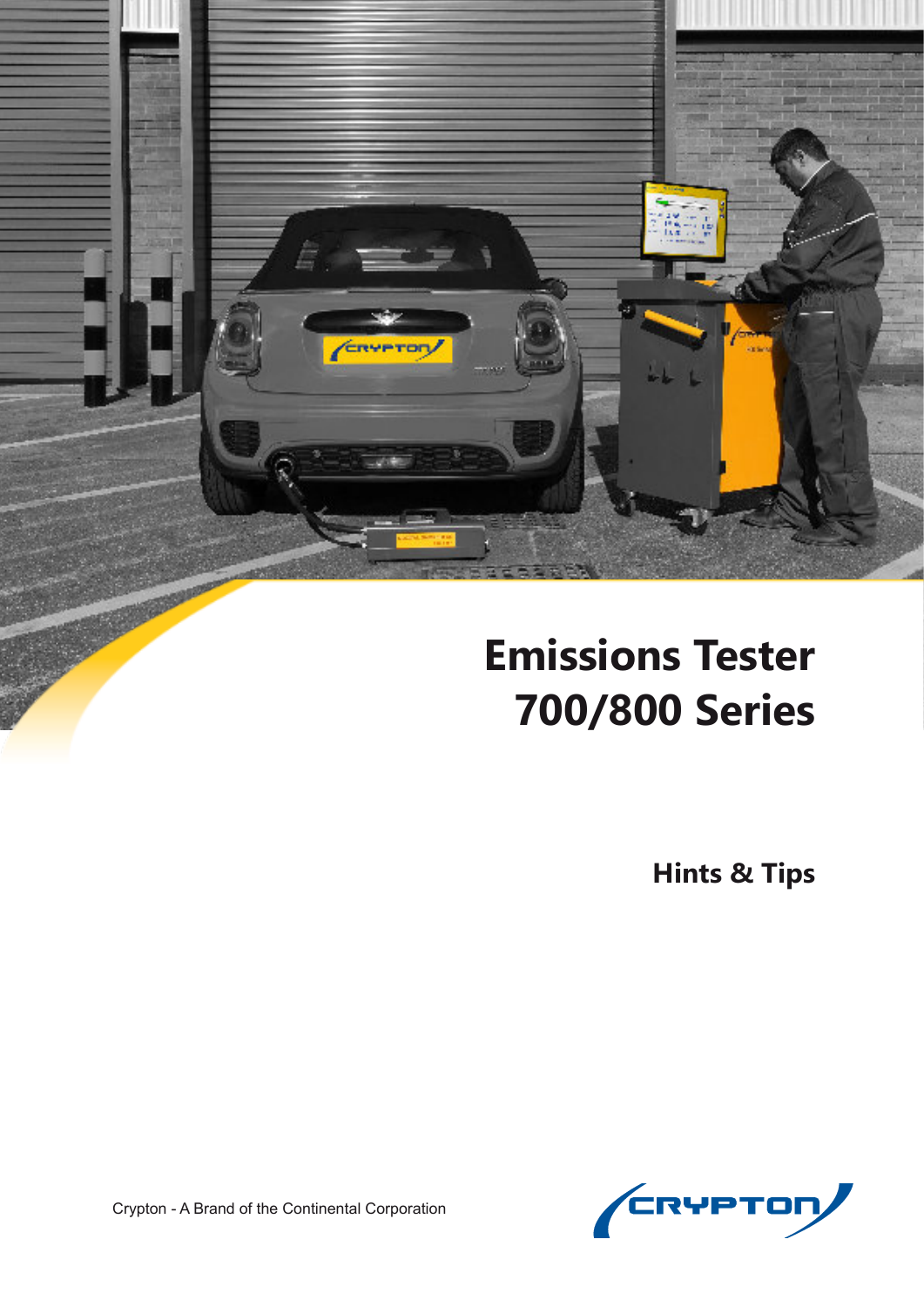# Emissions Tester 700/800 Series

## Hints & Tips

Crypton - A Brand of the Continental Corporation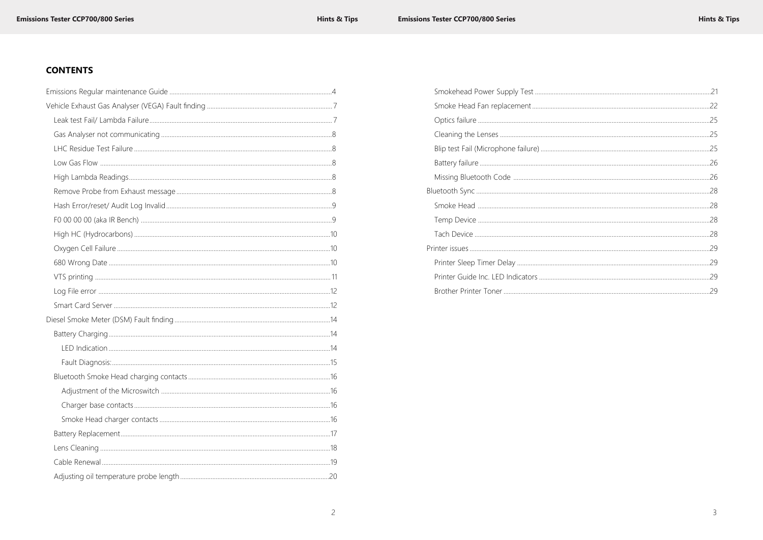## CONTENTS

- Emissions Regular maintenance Guide ........ 4
- Vehicle Exhaust Gas Analyser (VEGA) Fault finding ........ 7
  - Leak test Fail/ Lambda Failure ........ 7
  - Gas Analyser not communicating ........ 8
  - LHC Residue Test Failure ........ 8
  - Low Gas Flow ........ 8
  - High Lambda Readings ........ 8
  - Remove Probe from Exhaust message ........ 8
  - Hash Error/reset/ Audit Log Invalid ........ 9
  - F0 00 00 00 (aka IR Bench) ........ 9
  - High HC (Hydrocarbons) ........ 10
  - Oxygen Cell Failure ........ 10
  - 680 Wrong Date ........ 10
  - VTS printing ........ 11
  - Log File error ........ 12
  - Smart Card Server ........ 12
- Diesel Smoke Meter (DSM) Fault finding ........ 14
  - Battery Charging ........ 14
    - LED Indication ........ 14
    - Fault Diagnosis: ........ 15
  - Bluetooth Smoke Head charging contacts ........ 16
    - Adjustment of the Microswitch ........ 16
    - Charger base contacts ........ 16
    - Smoke Head charger contacts ........ 16
  - Battery Replacement ........ 17
  - Lens Cleaning ........ 18
  - Cable Renewal ........ 19
  - Adjusting oil temperature probe length ........ 20
  - Smokehead Power Supply Test ........ 21
  - Smoke Head Fan replacement ........ 22
  - Optics failure ........ 25
  - Cleaning the Lenses ........ 25
  - Blip test Fail (Microphone failure) ........ 25
  - Battery failure ........ 26
  - Missing Bluetooth Code ........ 26
- Bluetooth Sync ........ 28
  - Smoke Head ........ 28
  - Temp Device ........ 28
  - Tach Device ........ 28
- Printer issues ........ 29
  - Printer Sleep Timer Delay ........ 29
  - Printer Guide Inc. LED Indicators ........ 29
  - Brother Printer Toner ........ 29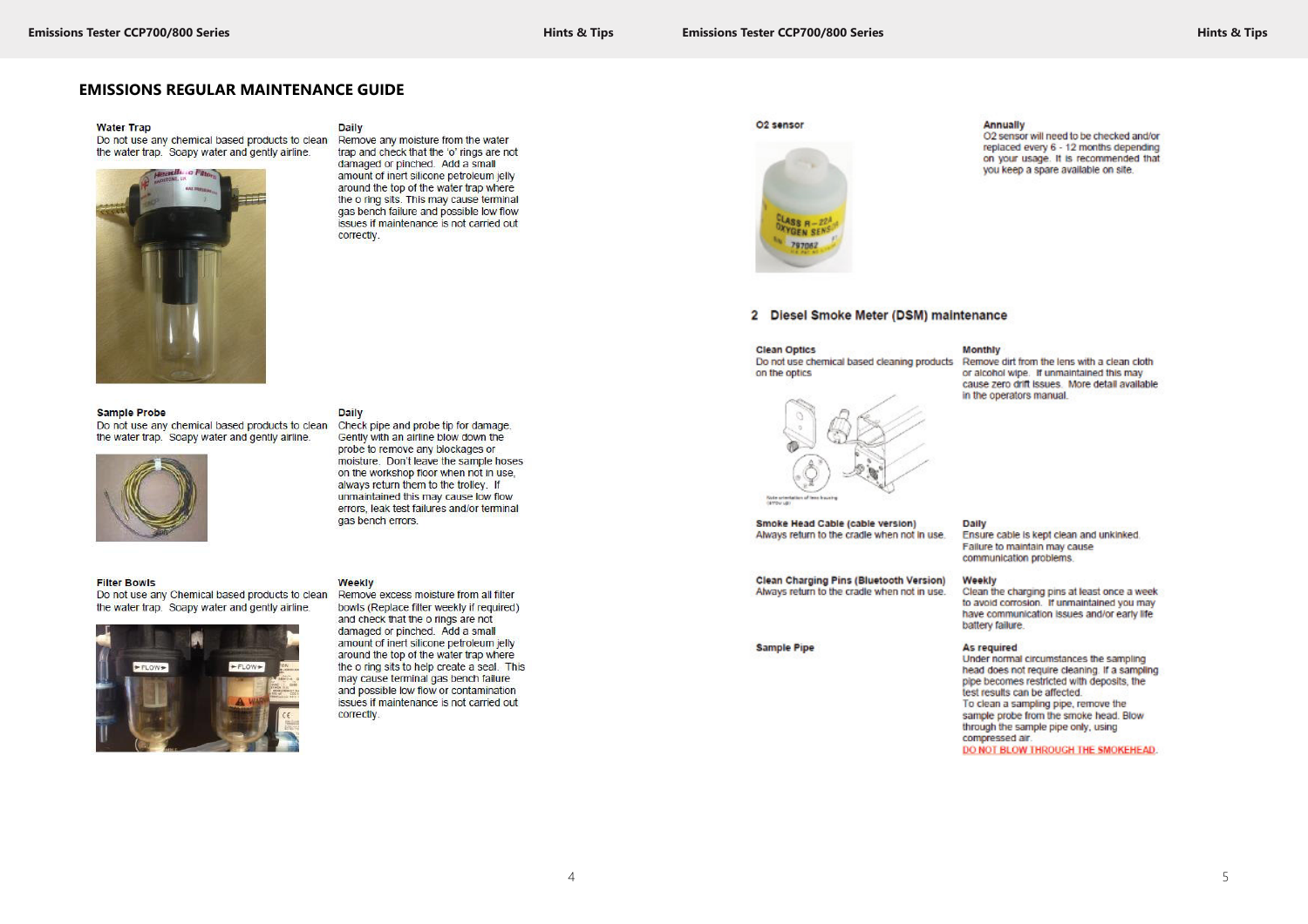# EMISSIONS REGULAR MAINTENANCE GUIDE

**Water Trap**
Do not use any chemical based products to clean the water trap. Soapy water and gently airline.

**Daily**
Remove any moisture from the water trap and check that the 'o' rings are not damaged or pinched. Add a small amount of inert silicone petroleum jelly around the top of the water trap where the o ring sits. This may cause terminal gas bench failure and possible low flow issues if maintenance is not carried out correctly.

**Sample Probe**
Do not use any chemical based products to clean the water trap. Soapy water and gently airline.

**Daily**
Check pipe and probe tip for damage. Gently with an airline blow down the probe to remove any blockages or moisture. Don't leave the sample hoses on the workshop floor when not in use, always return them to the trolley. If unmaintained this may cause low flow errors, leak test failures and/or terminal gas bench errors.

**Filter Bowls**
Do not use any Chemical based products to clean the water trap. Soapy water and gently airline.

**Weekly**
Remove excess moisture from all filter bowls (Replace filter weekly if required) and check that the o rings are not damaged or pinched. Add a small amount of inert silicone petroleum jelly around the top of the water trap where the o ring sits to help create a seal. This may cause terminal gas bench failure and possible low flow or contamination issues if maintenance is not carried out correctly.

**O2 sensor**

**Annually**
O2 sensor will need to be checked and/or replaced every 6 - 12 months depending on your usage. It is recommended that you keep a spare available on site.

## 2 Diesel Smoke Meter (DSM) maintenance

**Clean Optics**
Do not use chemical based cleaning products on the optics

**Monthly**
Remove dirt from the lens with a clean cloth or alcohol wipe. If unmaintained this may cause zero drift issues. More detail available in the operators manual.

**Smoke Head Cable (cable version)**
Always return to the cradle when not in use.

**Daily**
Ensure cable is kept clean and unkinked. Failure to maintain may cause communication problems.

**Clean Charging Pins (Bluetooth Version)**
Always return to the cradle when not in use.

**Weekly**
Clean the charging pins at least once a week to avoid corrosion. If unmaintained you may have communication issues and/or early life battery failure.

**Sample Pipe**

**As required**
Under normal circumstances the sampling head does not require cleaning. If a sampling pipe becomes restricted with deposits, the test results can be affected.
To clean a sampling pipe, remove the sample probe from the smoke head. Blow through the sample pipe only, using compressed air.
DO NOT BLOW THROUGH THE SMOKEHEAD.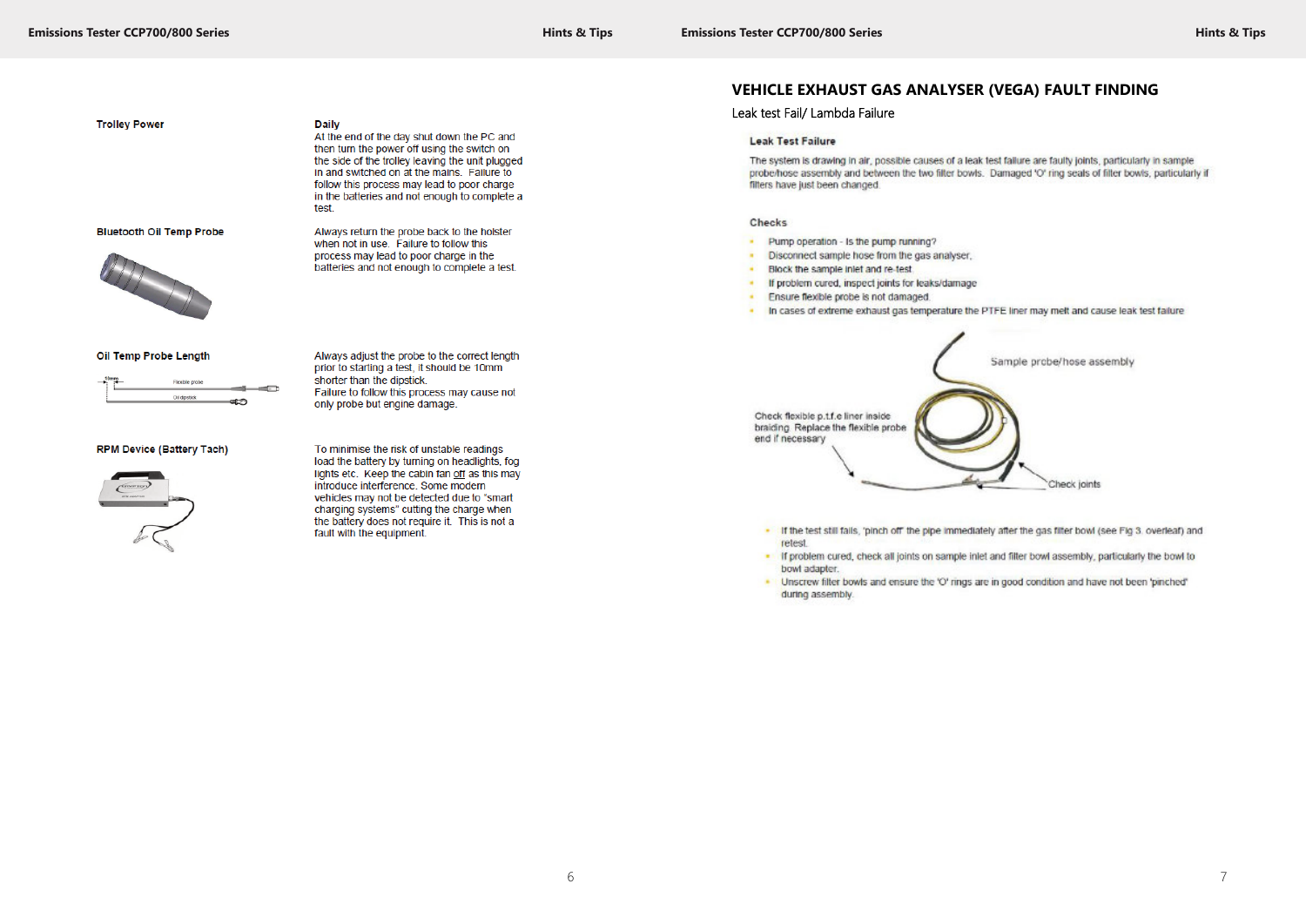**Trolley Power**

**Daily**
At the end of the day shut down the PC and then turn the power off using the switch on the side of the trolley leaving the unit plugged in and switched on at the mains. Failure to follow this process may lead to poor charge in the batteries and not enough to complete a test.

**Bluetooth Oil Temp Probe**

Always return the probe back to the holster when not in use. Failure to follow this process may lead to poor charge in the batteries and not enough to complete a test.

**Oil Temp Probe Length**

Always adjust the probe to the correct length prior to starting a test, it should be 10mm shorter than the dipstick.
Failure to follow this process may cause not only probe but engine damage.

**RPM Device (Battery Tach)**

To minimise the risk of unstable readings load the battery by turning on headlights, fog lights etc. Keep the cabin fan off as this may introduce interference. Some modern vehicles may not be detected due to "smart charging systems" cutting the charge when the battery does not require it. This is not a fault with the equipment.

## VEHICLE EXHAUST GAS ANALYSER (VEGA) FAULT FINDING

Leak test Fail/ Lambda Failure

### Leak Test Failure

The system is drawing in air, possible causes of a leak test failure are faulty joints, particularly in sample probe/hose assembly and between the two filter bowls. Damaged 'O' ring seals of filter bowls, particularly if filters have just been changed.

### Checks

- Pump operation - Is the pump running?
- Disconnect sample hose from the gas analyser.
- Block the sample inlet and re-test
- If problem cured, inspect joints for leaks/damage
- Ensure flexible probe is not damaged.
- In cases of extreme exhaust gas temperature the PTFE liner may melt and cause leak test failure

Sample probe/hose assembly

Check flexible p.t.f.e liner inside braiding. Replace the flexible probe end if necessary

Check joints

- If the test still fails, 'pinch off' the pipe immediately after the gas filter bowl (see Fig 3. overleaf) and retest.
- If problem cured, check all joints on sample inlet and filter bowl assembly, particularly the bowl to bowl adapter.
- Unscrew filter bowls and ensure the 'O' rings are in good condition and have not been 'pinched' during assembly.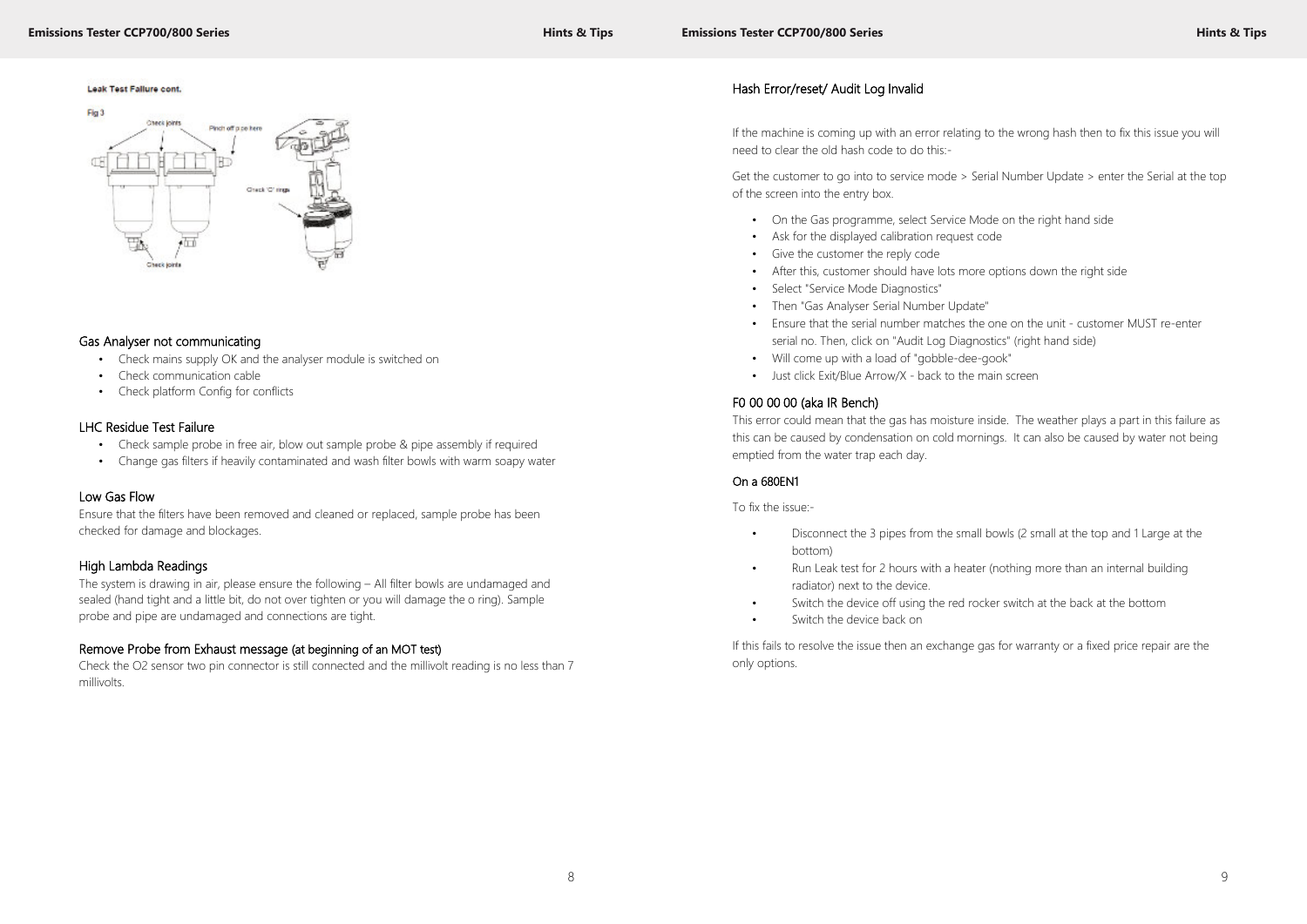Leak Test Failure cont.

Fig 3

## Gas Analyser not communicating

- Check mains supply OK and the analyser module is switched on
- Check communication cable
- Check platform Config for conflicts

## LHC Residue Test Failure

- Check sample probe in free air, blow out sample probe & pipe assembly if required
- Change gas filters if heavily contaminated and wash filter bowls with warm soapy water

## Low Gas Flow

Ensure that the filters have been removed and cleaned or replaced, sample probe has been checked for damage and blockages.

## High Lambda Readings

The system is drawing in air, please ensure the following – All filter bowls are undamaged and sealed (hand tight and a little bit, do not over tighten or you will damage the o ring). Sample probe and pipe are undamaged and connections are tight.

## Remove Probe from Exhaust message (at beginning of an MOT test)

Check the O2 sensor two pin connector is still connected and the millivolt reading is no less than 7 millivolts.

## Hash Error/reset/ Audit Log Invalid

If the machine is coming up with an error relating to the wrong hash then to fix this issue you will need to clear the old hash code to do this:-

Get the customer to go into to service mode > Serial Number Update > enter the Serial at the top of the screen into the entry box.

- On the Gas programme, select Service Mode on the right hand side
- Ask for the displayed calibration request code
- Give the customer the reply code
- After this, customer should have lots more options down the right side
- Select "Service Mode Diagnostics"
- Then "Gas Analyser Serial Number Update"
- Ensure that the serial number matches the one on the unit - customer MUST re-enter serial no. Then, click on "Audit Log Diagnostics" (right hand side)
- Will come up with a load of "gobble-dee-gook"
- Just click Exit/Blue Arrow/X - back to the main screen

## F0 00 00 00 (aka IR Bench)

This error could mean that the gas has moisture inside. The weather plays a part in this failure as this can be caused by condensation on cold mornings. It can also be caused by water not being emptied from the water trap each day.

### On a 680EN1

To fix the issue:-

- Disconnect the 3 pipes from the small bowls (2 small at the top and 1 Large at the bottom)
- Run Leak test for 2 hours with a heater (nothing more than an internal building radiator) next to the device.
- Switch the device off using the red rocker switch at the back at the bottom
- Switch the device back on

If this fails to resolve the issue then an exchange gas for warranty or a fixed price repair are the only options.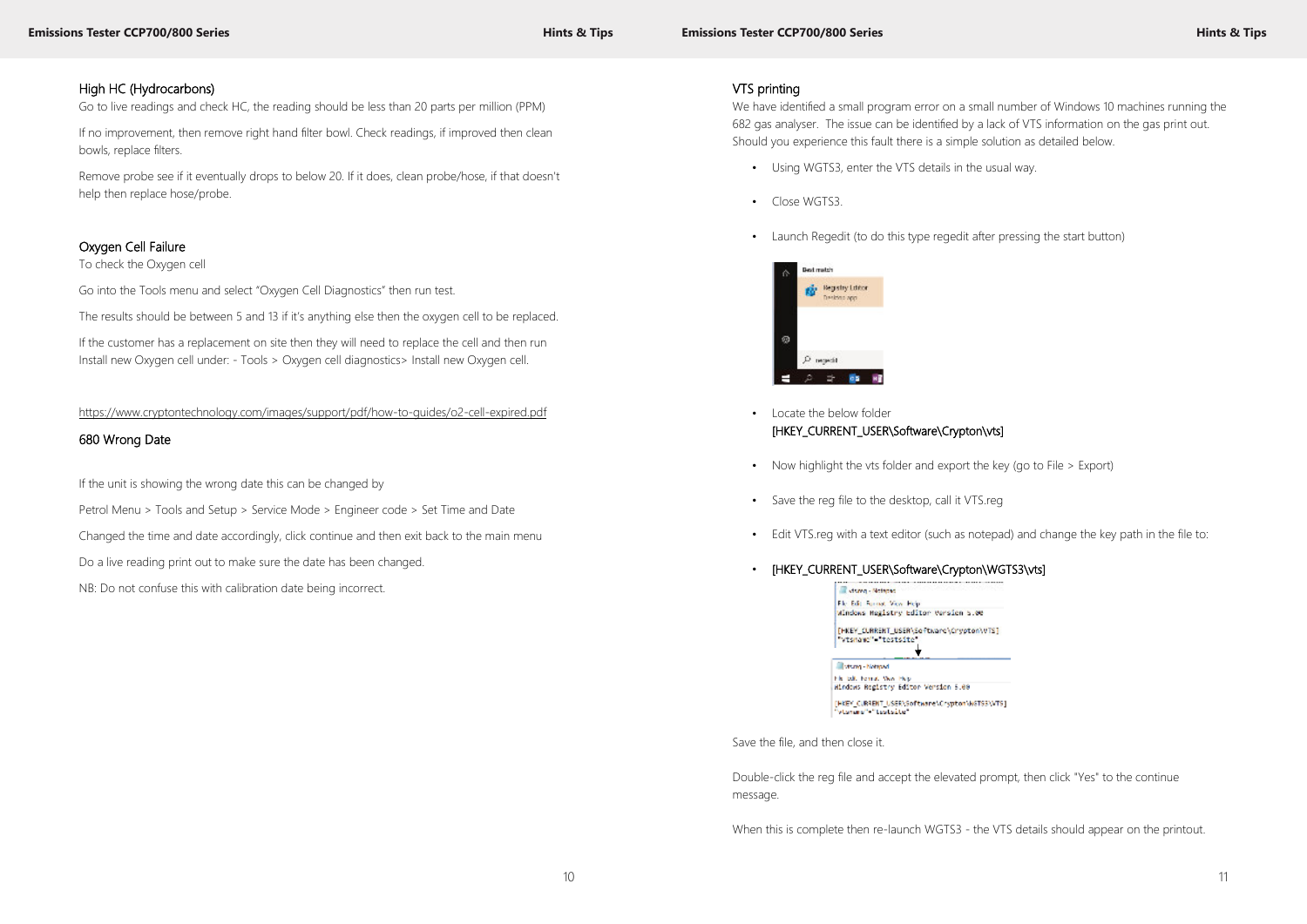## High HC (Hydrocarbons)

Go to live readings and check HC, the reading should be less than 20 parts per million (PPM)

If no improvement, then remove right hand filter bowl. Check readings, if improved then clean bowls, replace filters.

Remove probe see if it eventually drops to below 20. If it does, clean probe/hose, if that doesn't help then replace hose/probe.

## Oxygen Cell Failure

To check the Oxygen cell

Go into the Tools menu and select "Oxygen Cell Diagnostics" then run test.

The results should be between 5 and 13 if it's anything else then the oxygen cell to be replaced.

If the customer has a replacement on site then they will need to replace the cell and then run Install new Oxygen cell under: - Tools > Oxygen cell diagnostics> Install new Oxygen cell.

https://www.cryptontechnology.com/images/support/pdf/how-to-guides/o2-cell-expired.pdf

## 680 Wrong Date

If the unit is showing the wrong date this can be changed by

Petrol Menu > Tools and Setup > Service Mode > Engineer code > Set Time and Date

Changed the time and date accordingly, click continue and then exit back to the main menu

Do a live reading print out to make sure the date has been changed.

NB: Do not confuse this with calibration date being incorrect.

## VTS printing

We have identified a small program error on a small number of Windows 10 machines running the 682 gas analyser. The issue can be identified by a lack of VTS information on the gas print out. Should you experience this fault there is a simple solution as detailed below.

- Using WGTS3, enter the VTS details in the usual way.
- Close WGTS3.
- Launch Regedit (to do this type regedit after pressing the start button)
- Locate the below folder
  [HKEY_CURRENT_USER\Software\Crypton\vts]
- Now highlight the vts folder and export the key (go to File > Export)
- Save the reg file to the desktop, call it VTS.reg
- Edit VTS.reg with a text editor (such as notepad) and change the key path in the file to:
- [HKEY_CURRENT_USER\Software\Crypton\WGTS3\vts]

Save the file, and then close it.

Double-click the reg file and accept the elevated prompt, then click "Yes" to the continue message.

When this is complete then re-launch WGTS3 - the VTS details should appear on the printout.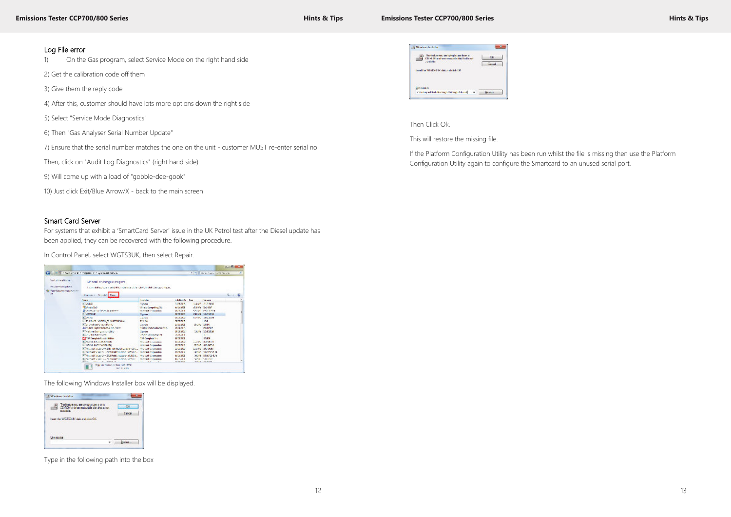## Log File error

1) On the Gas program, select Service Mode on the right hand side

2) Get the calibration code off them

3) Give them the reply code

4) After this, customer should have lots more options down the right side

5) Select "Service Mode Diagnostics"

6) Then "Gas Analyser Serial Number Update"

7) Ensure that the serial number matches the one on the unit - customer MUST re-enter serial no.

Then, click on "Audit Log Diagnostics" (right hand side)

9) Will come up with a load of "gobble-dee-gook"

10) Just click Exit/Blue Arrow/X - back to the main screen

## Smart Card Server

For systems that exhibit a 'SmartCard Server' issue in the UK Petrol test after the Diesel update has been applied, they can be recovered with the following procedure.

In Control Panel, select WGTS3UK, then select Repair.

The following Windows Installer box will be displayed.

Type in the following path into the box

Then Click Ok.

This will restore the missing file.

If the Platform Configuration Utility has been run whilst the file is missing then use the Platform Configuration Utility again to configure the Smartcard to an unused serial port.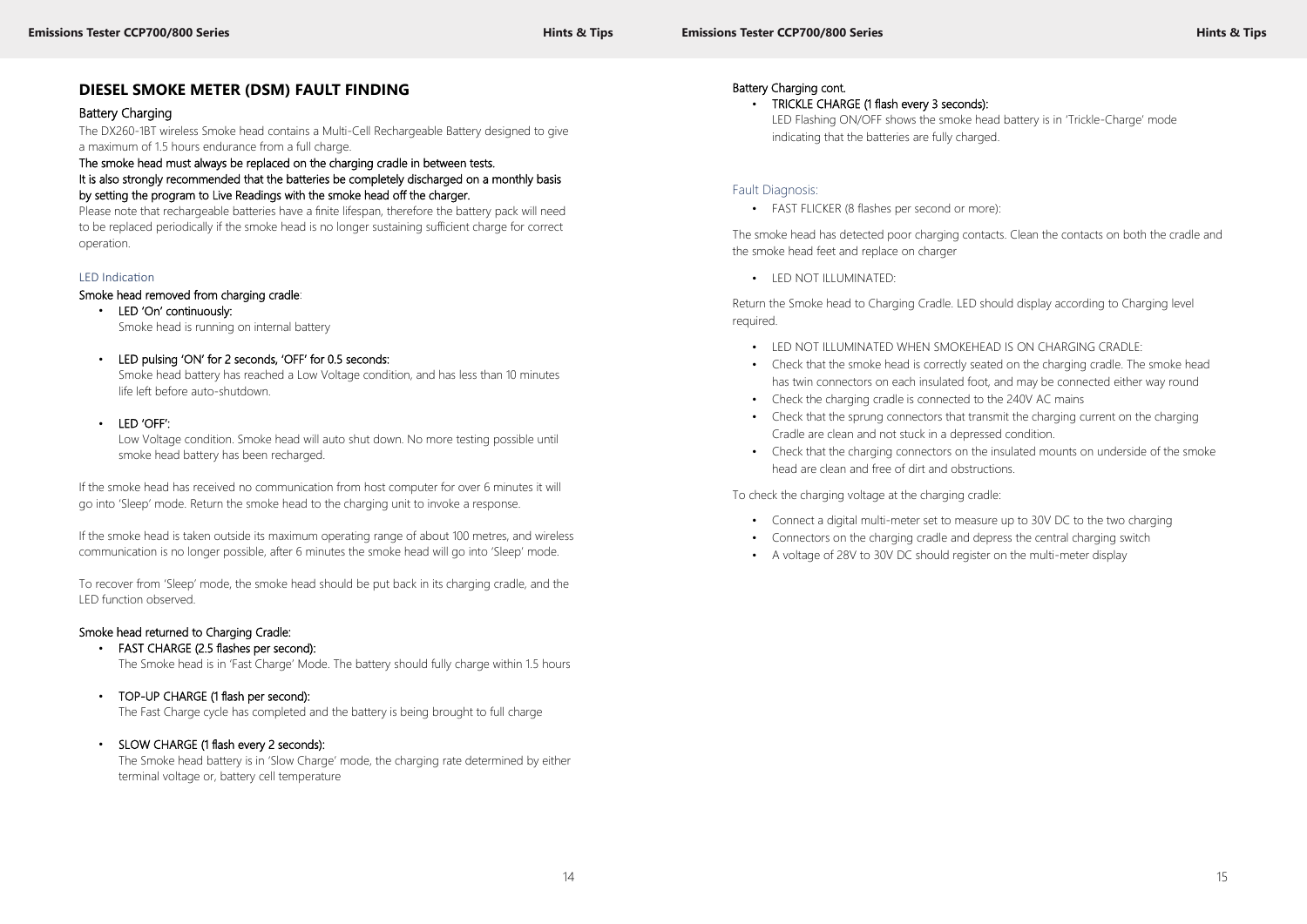## DIESEL SMOKE METER (DSM) FAULT FINDING

### Battery Charging

The DX260-1BT wireless Smoke head contains a Multi-Cell Rechargeable Battery designed to give a maximum of 1.5 hours endurance from a full charge.

The smoke head must always be replaced on the charging cradle in between tests.

It is also strongly recommended that the batteries be completely discharged on a monthly basis by setting the program to Live Readings with the smoke head off the charger.

Please note that rechargeable batteries have a finite lifespan, therefore the battery pack will need to be replaced periodically if the smoke head is no longer sustaining sufficient charge for correct operation.

#### LED Indication

Smoke head removed from charging cradle:

- LED 'On' continuously:
  Smoke head is running on internal battery

- LED pulsing 'ON' for 2 seconds, 'OFF' for 0.5 seconds:
  Smoke head battery has reached a Low Voltage condition, and has less than 10 minutes life left before auto-shutdown.

- LED 'OFF':
  Low Voltage condition. Smoke head will auto shut down. No more testing possible until smoke head battery has been recharged.

If the smoke head has received no communication from host computer for over 6 minutes it will go into 'Sleep' mode. Return the smoke head to the charging unit to invoke a response.

If the smoke head is taken outside its maximum operating range of about 100 metres, and wireless communication is no longer possible, after 6 minutes the smoke head will go into 'Sleep' mode.

To recover from 'Sleep' mode, the smoke head should be put back in its charging cradle, and the LED function observed.

Smoke head returned to Charging Cradle:

- FAST CHARGE (2.5 flashes per second):
  The Smoke head is in 'Fast Charge' Mode. The battery should fully charge within 1.5 hours

- TOP-UP CHARGE (1 flash per second):
  The Fast Charge cycle has completed and the battery is being brought to full charge

- SLOW CHARGE (1 flash every 2 seconds):
  The Smoke head battery is in 'Slow Charge' mode, the charging rate determined by either terminal voltage or, battery cell temperature

Battery Charging cont.

- TRICKLE CHARGE (1 flash every 3 seconds):
  LED Flashing ON/OFF shows the smoke head battery is in 'Trickle-Charge' mode indicating that the batteries are fully charged.

#### Fault Diagnosis:

- FAST FLICKER (8 flashes per second or more):

The smoke head has detected poor charging contacts. Clean the contacts on both the cradle and the smoke head feet and replace on charger

- LED NOT ILLUMINATED:

Return the Smoke head to Charging Cradle. LED should display according to Charging level required.

- LED NOT ILLUMINATED WHEN SMOKEHEAD IS ON CHARGING CRADLE:
- Check that the smoke head is correctly seated on the charging cradle. The smoke head has twin connectors on each insulated foot, and may be connected either way round
- Check the charging cradle is connected to the 240V AC mains
- Check that the sprung connectors that transmit the charging current on the charging Cradle are clean and not stuck in a depressed condition.
- Check that the charging connectors on the insulated mounts on underside of the smoke head are clean and free of dirt and obstructions.

To check the charging voltage at the charging cradle:

- Connect a digital multi-meter set to measure up to 30V DC to the two charging
- Connectors on the charging cradle and depress the central charging switch
- A voltage of 28V to 30V DC should register on the multi-meter display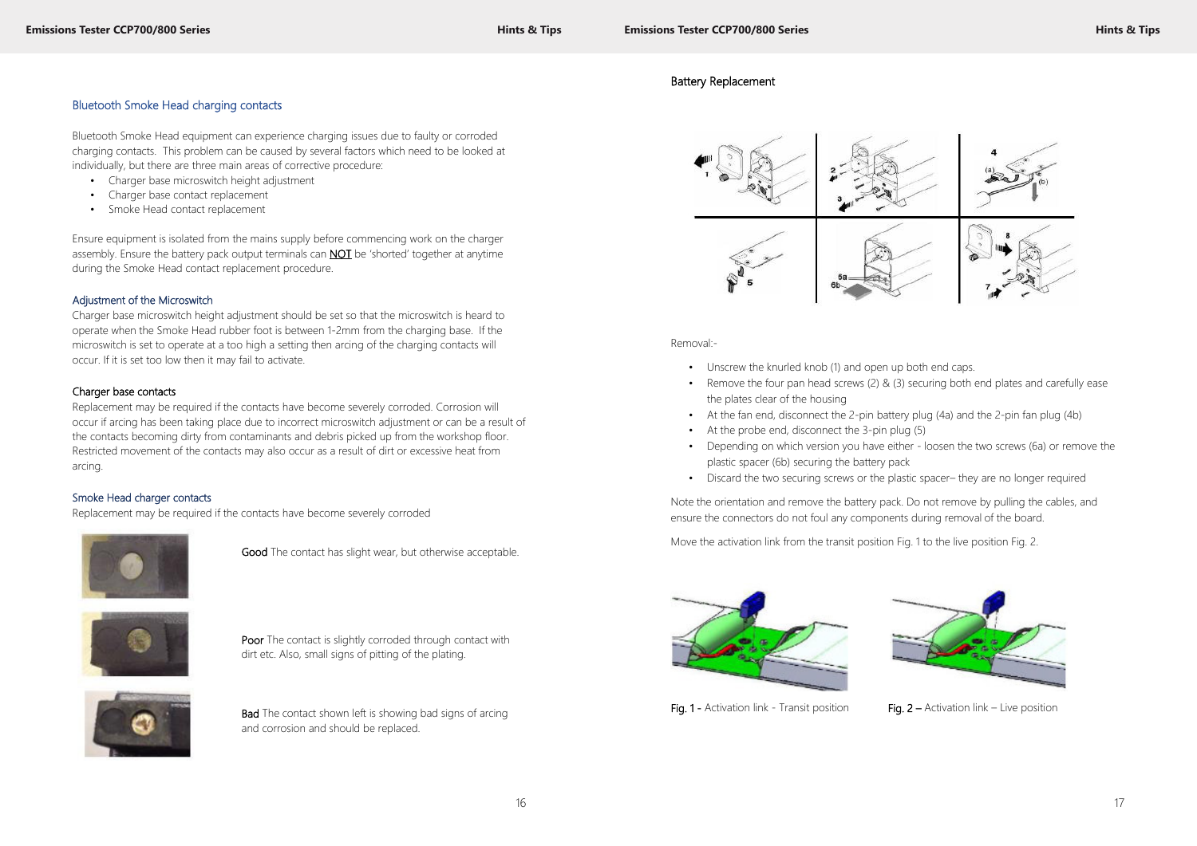## Bluetooth Smoke Head charging contacts

Bluetooth Smoke Head equipment can experience charging issues due to faulty or corroded charging contacts. This problem can be caused by several factors which need to be looked at individually, but there are three main areas of corrective procedure:

- Charger base microswitch height adjustment
- Charger base contact replacement
- Smoke Head contact replacement

Ensure equipment is isolated from the mains supply before commencing work on the charger assembly. Ensure the battery pack output terminals can NOT be 'shorted' together at anytime during the Smoke Head contact replacement procedure.

### Adjustment of the Microswitch

Charger base microswitch height adjustment should be set so that the microswitch is heard to operate when the Smoke Head rubber foot is between 1-2mm from the charging base. If the microswitch is set to operate at a too high a setting then arcing of the charging contacts will occur. If it is set too low then it may fail to activate.

### Charger base contacts

Replacement may be required if the contacts have become severely corroded. Corrosion will occur if arcing has been taking place due to incorrect microswitch adjustment or can be a result of the contacts becoming dirty from contaminants and debris picked up from the workshop floor. Restricted movement of the contacts may also occur as a result of dirt or excessive heat from arcing.

### Smoke Head charger contacts

Replacement may be required if the contacts have become severely corroded

Good The contact has slight wear, but otherwise acceptable.

Poor The contact is slightly corroded through contact with dirt etc. Also, small signs of pitting of the plating.

Bad The contact shown left is showing bad signs of arcing and corrosion and should be replaced.

## Battery Replacement

Removal:-

- Unscrew the knurled knob (1) and open up both end caps.
- Remove the four pan head screws (2) & (3) securing both end plates and carefully ease the plates clear of the housing
- At the fan end, disconnect the 2-pin battery plug (4a) and the 2-pin fan plug (4b)
- At the probe end, disconnect the 3-pin plug (5)
- Depending on which version you have either - loosen the two screws (6a) or remove the plastic spacer (6b) securing the battery pack
- Discard the two securing screws or the plastic spacer– they are no longer required

Note the orientation and remove the battery pack. Do not remove by pulling the cables, and ensure the connectors do not foul any components during removal of the board.

Move the activation link from the transit position Fig. 1 to the live position Fig. 2.

Fig. 1 - Activation link - Transit position

Fig. 2 – Activation link – Live position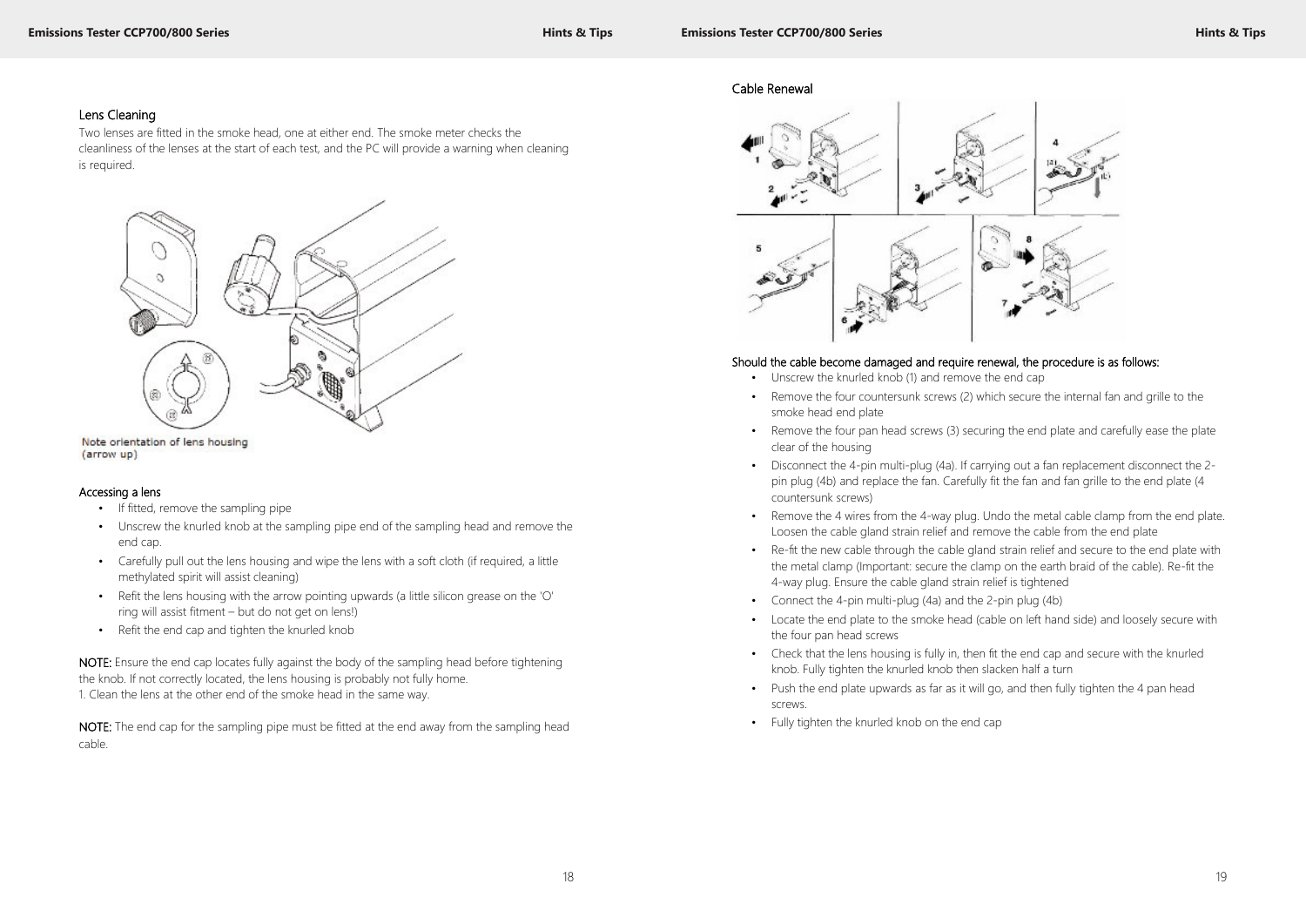## Lens Cleaning

Two lenses are fitted in the smoke head, one at either end. The smoke meter checks the cleanliness of the lenses at the start of each test, and the PC will provide a warning when cleaning is required.

Note orientation of lens housing (arrow up)

### Accessing a lens

- If fitted, remove the sampling pipe
- Unscrew the knurled knob at the sampling pipe end of the sampling head and remove the end cap.
- Carefully pull out the lens housing and wipe the lens with a soft cloth (if required, a little methylated spirit will assist cleaning)
- Refit the lens housing with the arrow pointing upwards (a little silicon grease on the 'O' ring will assist fitment – but do not get on lens!)
- Refit the end cap and tighten the knurled knob

**NOTE:** Ensure the end cap locates fully against the body of the sampling head before tightening the knob. If not correctly located, the lens housing is probably not fully home.
1. Clean the lens at the other end of the smoke head in the same way.

**NOTE:** The end cap for the sampling pipe must be fitted at the end away from the sampling head cable.

## Cable Renewal

Should the cable become damaged and require renewal, the procedure is as follows:

- Unscrew the knurled knob (1) and remove the end cap
- Remove the four countersunk screws (2) which secure the internal fan and grille to the smoke head end plate
- Remove the four pan head screws (3) securing the end plate and carefully ease the plate clear of the housing
- Disconnect the 4-pin multi-plug (4a). If carrying out a fan replacement disconnect the 2-pin plug (4b) and replace the fan. Carefully fit the fan and fan grille to the end plate (4 countersunk screws)
- Remove the 4 wires from the 4-way plug. Undo the metal cable clamp from the end plate. Loosen the cable gland strain relief and remove the cable from the end plate
- Re-fit the new cable through the cable gland strain relief and secure to the end plate with the metal clamp (Important: secure the clamp on the earth braid of the cable). Re-fit the 4-way plug. Ensure the cable gland strain relief is tightened
- Connect the 4-pin multi-plug (4a) and the 2-pin plug (4b)
- Locate the end plate to the smoke head (cable on left hand side) and loosely secure with the four pan head screws
- Check that the lens housing is fully in, then fit the end cap and secure with the knurled knob. Fully tighten the knurled knob then slacken half a turn
- Push the end plate upwards as far as it will go, and then fully tighten the 4 pan head screws.
- Fully tighten the knurled knob on the end cap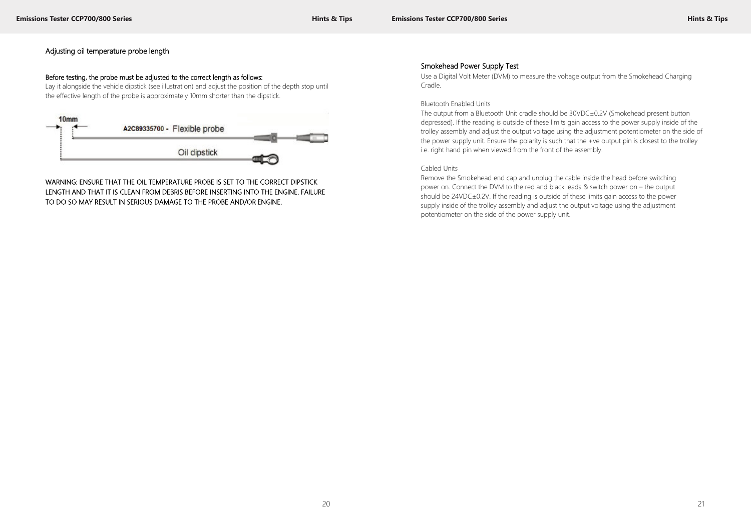## Adjusting oil temperature probe length

**Before testing, the probe must be adjusted to the correct length as follows:**

Lay it alongside the vehicle dipstick (see illustration) and adjust the position of the depth stop until the effective length of the probe is approximately 10mm shorter than the dipstick.

10mm

A2C89335700 - Flexible probe

Oil dipstick

WARNING: ENSURE THAT THE OIL TEMPERATURE PROBE IS SET TO THE CORRECT DIPSTICK LENGTH AND THAT IT IS CLEAN FROM DEBRIS BEFORE INSERTING INTO THE ENGINE. FAILURE TO DO SO MAY RESULT IN SERIOUS DAMAGE TO THE PROBE AND/OR ENGINE.

## Smokehead Power Supply Test

Use a Digital Volt Meter (DVM) to measure the voltage output from the Smokehead Charging Cradle.

### Bluetooth Enabled Units

The output from a Bluetooth Unit cradle should be 30VDC±0.2V (Smokehead present button depressed). If the reading is outside of these limits gain access to the power supply inside of the trolley assembly and adjust the output voltage using the adjustment potentiometer on the side of the power supply unit. Ensure the polarity is such that the +ve output pin is closest to the trolley i.e. right hand pin when viewed from the front of the assembly.

### Cabled Units

Remove the Smokehead end cap and unplug the cable inside the head before switching power on. Connect the DVM to the red and black leads & switch power on – the output should be 24VDC±0.2V. If the reading is outside of these limits gain access to the power supply inside of the trolley assembly and adjust the output voltage using the adjustment potentiometer on the side of the power supply unit.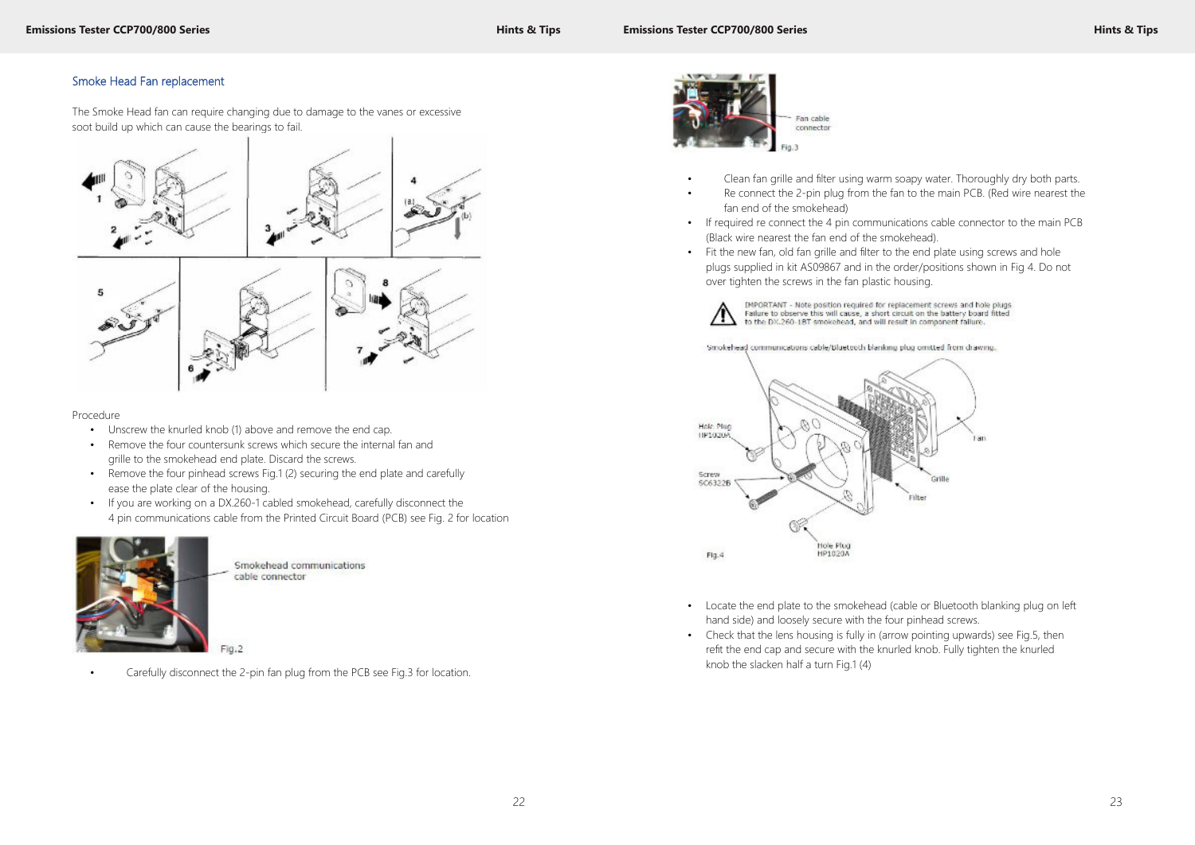## Smoke Head Fan replacement

The Smoke Head fan can require changing due to damage to the vanes or excessive soot build up which can cause the bearings to fail.

Procedure

- Unscrew the knurled knob (1) above and remove the end cap.
- Remove the four countersunk screws which secure the internal fan and grille to the smokehead end plate. Discard the screws.
- Remove the four pinhead screws Fig.1 (2) securing the end plate and carefully ease the plate clear of the housing.
- If you are working on a DX.260-1 cabled smokehead, carefully disconnect the 4 pin communications cable from the Printed Circuit Board (PCB) see Fig. 2 for location

Smokehead communications cable connector

Fig.2

- Carefully disconnect the 2-pin fan plug from the PCB see Fig.3 for location.

Fan cable connector

Fig.3

- Clean fan grille and filter using warm soapy water. Thoroughly dry both parts.
- Re connect the 2-pin plug from the fan to the main PCB. (Red wire nearest the fan end of the smokehead)
- If required re connect the 4 pin communications cable connector to the main PCB (Black wire nearest the fan end of the smokehead).
- Fit the new fan, old fan grille and filter to the end plate using screws and hole plugs supplied in kit AS09867 and in the order/positions shown in Fig 4. Do not over tighten the screws in the fan plastic housing.

IMPORTANT - Note position required for replacement screws and hole plugs Failure to observe this will cause, a short circuit on the battery board fitted to the DX.260-1BT smokehead, and will result in component failure.

Smokehead communications cable/bluetooth blanking plug omitted from drawing.

Hole Plug HP1020A

Screw SC6322B

Fan

Grille

Filter

Hole Plug HP1020A

Fig.4

- Locate the end plate to the smokehead (cable or Bluetooth blanking plug on left hand side) and loosely secure with the four pinhead screws.
- Check that the lens housing is fully in (arrow pointing upwards) see Fig.5, then refit the end cap and secure with the knurled knob. Fully tighten the knurled knob the slacken half a turn Fig.1 (4)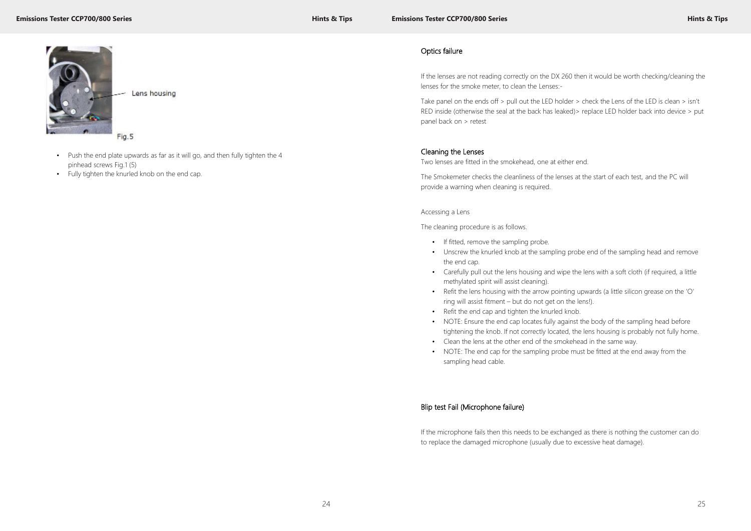Lens housing

Fig.5

- Push the end plate upwards as far as it will go, and then fully tighten the 4 pinhead screws Fig.1 (5)
- Fully tighten the knurled knob on the end cap.

## Optics failure

If the lenses are not reading correctly on the DX 260 then it would be worth checking/cleaning the lenses for the smoke meter, to clean the Lenses:-

Take panel on the ends off > pull out the LED holder > check the Lens of the LED is clean > isn't RED inside (otherwise the seal at the back has leaked)> replace LED holder back into device > put panel back on > retest

## Cleaning the Lenses

Two lenses are fitted in the smokehead, one at either end.

The Smokemeter checks the cleanliness of the lenses at the start of each test, and the PC will provide a warning when cleaning is required.

Accessing a Lens

The cleaning procedure is as follows.

- If fitted, remove the sampling probe.
- Unscrew the knurled knob at the sampling probe end of the sampling head and remove the end cap.
- Carefully pull out the lens housing and wipe the lens with a soft cloth (if required, a little methylated spirit will assist cleaning).
- Refit the lens housing with the arrow pointing upwards (a little silicon grease on the 'O' ring will assist fitment – but do not get on the lens!).
- Refit the end cap and tighten the knurled knob.
- NOTE: Ensure the end cap locates fully against the body of the sampling head before tightening the knob. If not correctly located, the lens housing is probably not fully home.
- Clean the lens at the other end of the smokehead in the same way.
- NOTE: The end cap for the sampling probe must be fitted at the end away from the sampling head cable.

## Blip test Fail (Microphone failure)

If the microphone fails then this needs to be exchanged as there is nothing the customer can do to replace the damaged microphone (usually due to excessive heat damage).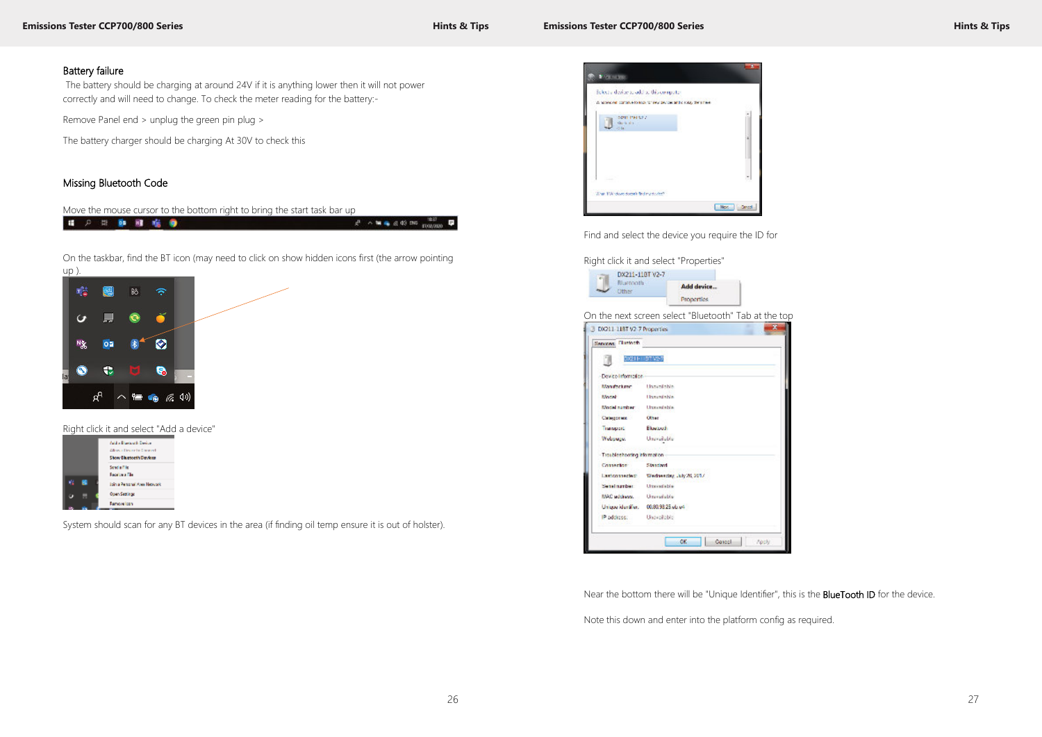## Battery failure

The battery should be charging at around 24V if it is anything lower then it will not power correctly and will need to change. To check the meter reading for the battery:-

Remove Panel end > unplug the green pin plug >

The battery charger should be charging At 30V to check this

## Missing Bluetooth Code

Move the mouse cursor to the bottom right to bring the start task bar up

On the taskbar, find the BT icon (may need to click on show hidden icons first (the arrow pointing up ).

Right click it and select "Add a device"

System should scan for any BT devices in the area (if finding oil temp ensure it is out of holster).

Find and select the device you require the ID for

Right click it and select "Properties"

On the next screen select "Bluetooth" Tab at the top

Near the bottom there will be "Unique Identifier", this is the **BlueTooth ID** for the device.

Note this down and enter into the platform config as required.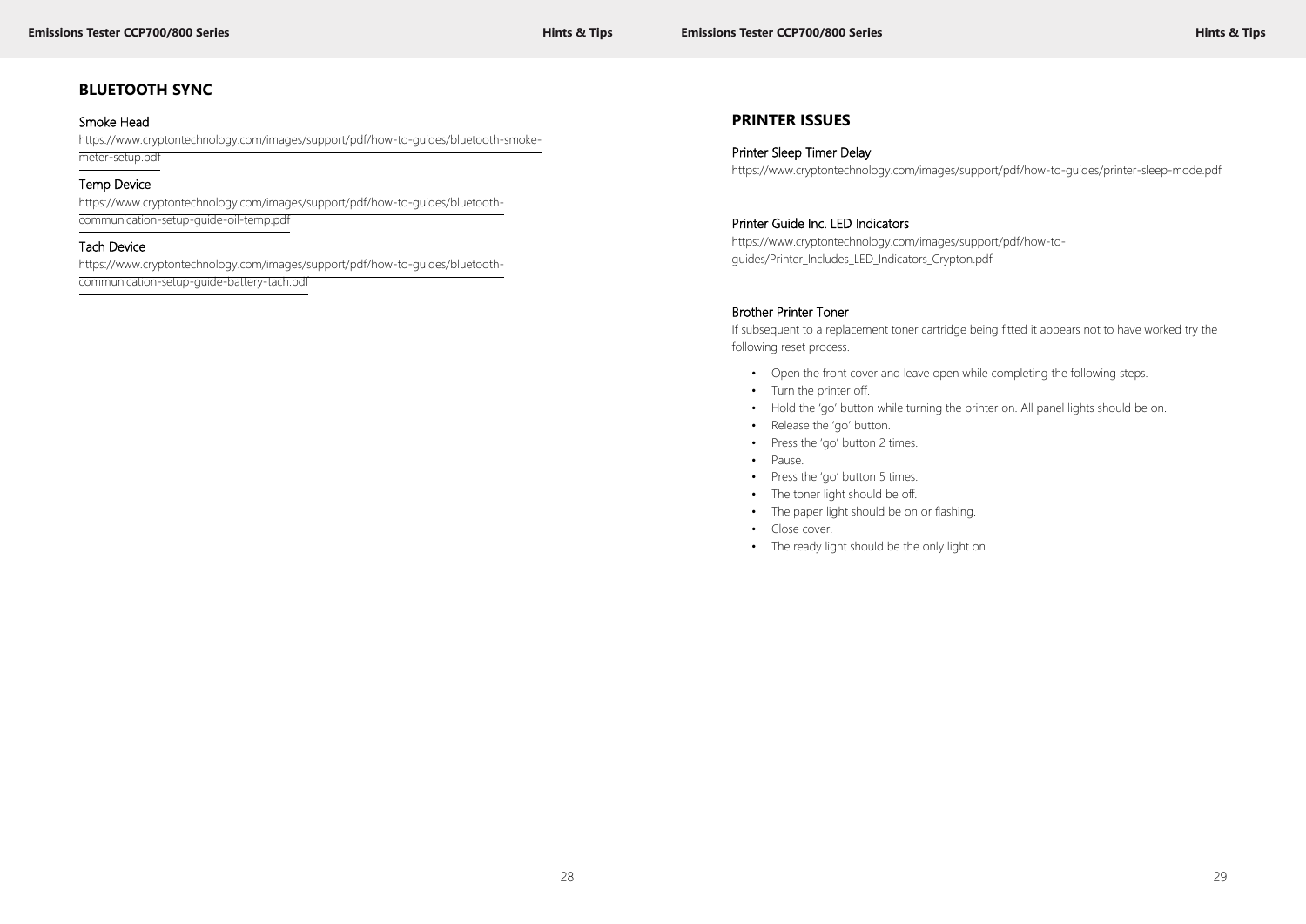## BLUETOOTH SYNC

### Smoke Head

https://www.cryptontechnology.com/images/support/pdf/how-to-guides/bluetooth-smoke-meter-setup.pdf

### Temp Device

https://www.cryptontechnology.com/images/support/pdf/how-to-guides/bluetooth-communication-setup-guide-oil-temp.pdf

### Tach Device

https://www.cryptontechnology.com/images/support/pdf/how-to-guides/bluetooth-communication-setup-guide-battery-tach.pdf

## PRINTER ISSUES

### Printer Sleep Timer Delay

https://www.cryptontechnology.com/images/support/pdf/how-to-guides/printer-sleep-mode.pdf

### Printer Guide Inc. LED Indicators

https://www.cryptontechnology.com/images/support/pdf/how-to-guides/Printer_Includes_LED_Indicators_Crypton.pdf

### Brother Printer Toner

If subsequent to a replacement toner cartridge being fitted it appears not to have worked try the following reset process.

- Open the front cover and leave open while completing the following steps.
- Turn the printer off.
- Hold the 'go' button while turning the printer on. All panel lights should be on.
- Release the 'go' button.
- Press the 'go' button 2 times.
- Pause.
- Press the 'go' button 5 times.
- The toner light should be off.
- The paper light should be on or flashing.
- Close cover.
- The ready light should be the only light on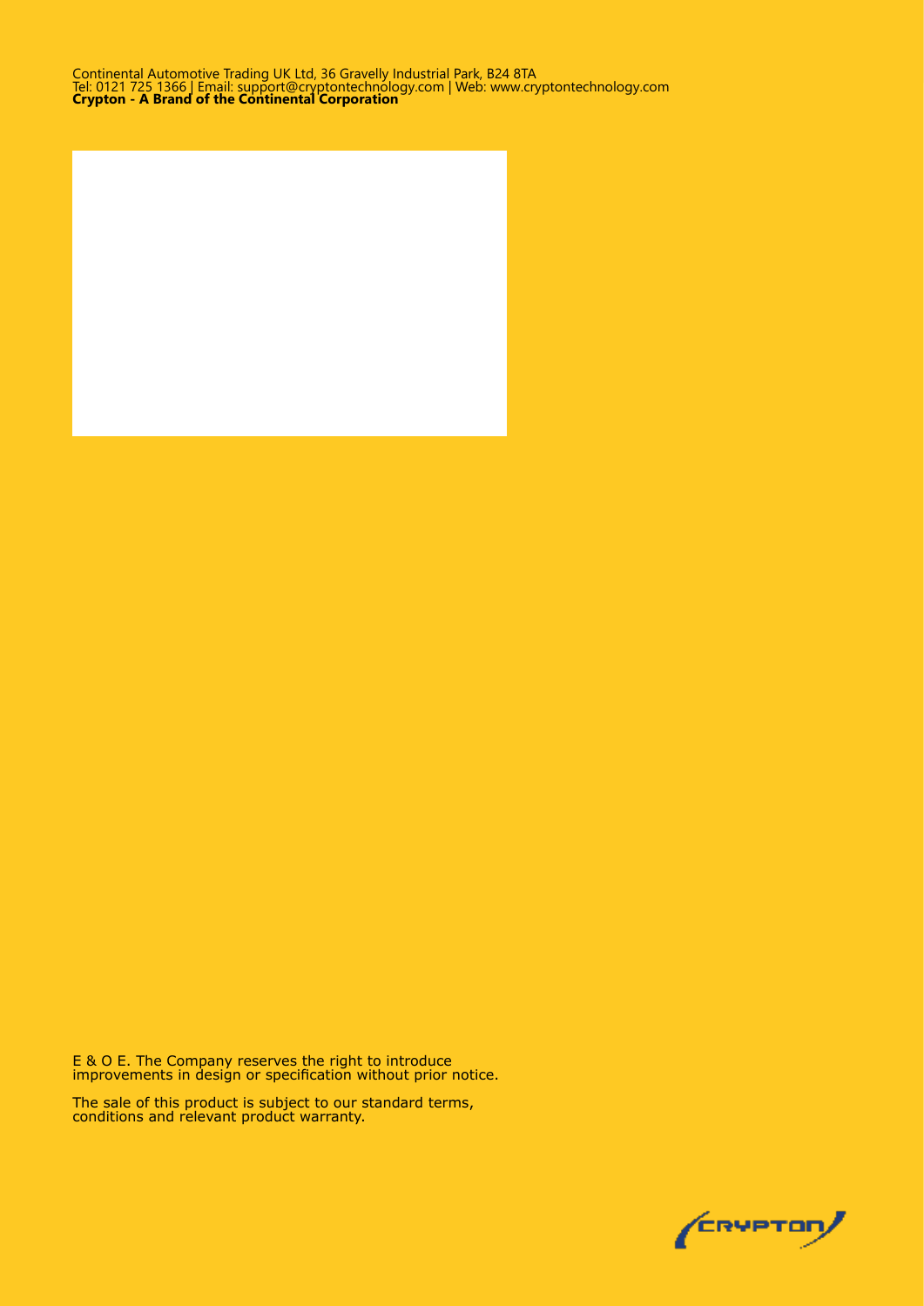Continental Automotive Trading UK Ltd, 36 Gravelly Industrial Park, B24 8TA
Tel: 0121 725 1366 | Email: support@cryptontechnology.com | Web: www.cryptontechnology.com
**Crypton - A Brand of the Continental Corporation**

E & O E. The Company reserves the right to introduce improvements in design or specification without prior notice.

The sale of this product is subject to our standard terms, conditions and relevant product warranty.

CRYPTON